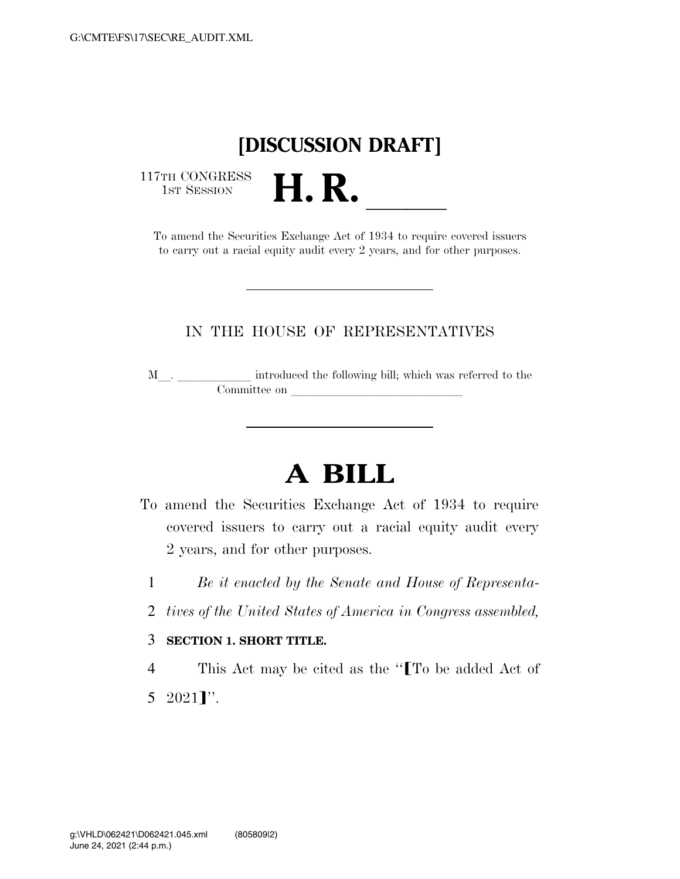# [DISCUSSION DRAFT]

117TH CONGRESS
1ST SESSION

# H. R. ______

To amend the Securities Exchange Act of 1934 to require covered issuers to carry out a racial equity audit every 2 years, and for other purposes.

---

IN THE HOUSE OF REPRESENTATIVES

M__. ____________ introduced the following bill; which was referred to the Committee on ____________________________

---

# A BILL

To amend the Securities Exchange Act of 1934 to require covered issuers to carry out a racial equity audit every 2 years, and for other purposes.

1 *Be it enacted by the Senate and House of Representa-*
2 *tives of the United States of America in Congress assembled,*

3 **SECTION 1. SHORT TITLE.**

4 This Act may be cited as the "⟦To be added Act of
5 2021⟧".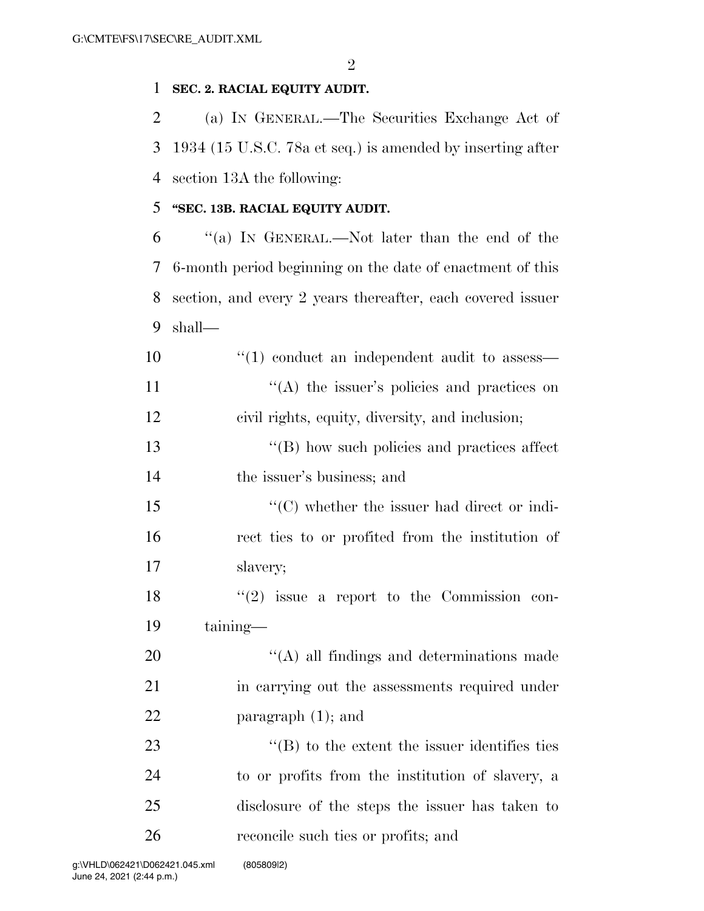**SEC. 2. RACIAL EQUITY AUDIT.**

(a) IN GENERAL.—The Securities Exchange Act of 1934 (15 U.S.C. 78a et seq.) is amended by inserting after section 13A the following:

**"SEC. 13B. RACIAL EQUITY AUDIT.**

"(a) IN GENERAL.—Not later than the end of the 6-month period beginning on the date of enactment of this section, and every 2 years thereafter, each covered issuer shall—

"(1) conduct an independent audit to assess—

"(A) the issuer's policies and practices on civil rights, equity, diversity, and inclusion;

"(B) how such policies and practices affect the issuer's business; and

"(C) whether the issuer had direct or indirect ties to or profited from the institution of slavery;

"(2) issue a report to the Commission containing—

"(A) all findings and determinations made in carrying out the assessments required under paragraph (1); and

"(B) to the extent the issuer identifies ties to or profits from the institution of slavery, a disclosure of the steps the issuer has taken to reconcile such ties or profits; and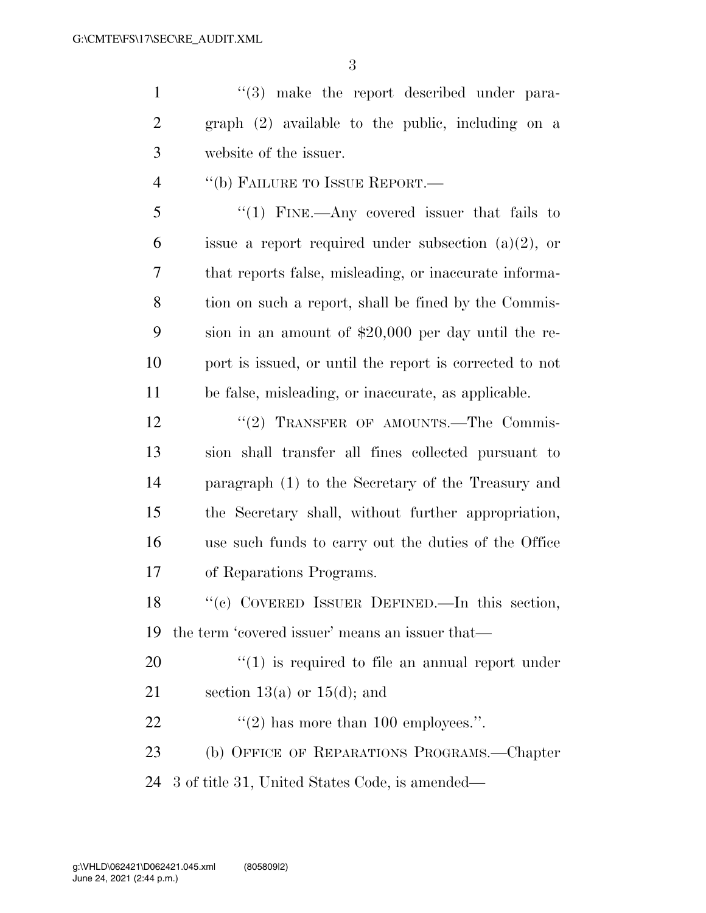"(3) make the report described under paragraph (2) available to the public, including on a website of the issuer.

"(b) FAILURE TO ISSUE REPORT.—

"(1) FINE.—Any covered issuer that fails to issue a report required under subsection (a)(2), or that reports false, misleading, or inaccurate information on such a report, shall be fined by the Commission in an amount of $20,000 per day until the report is issued, or until the report is corrected to not be false, misleading, or inaccurate, as applicable.

"(2) TRANSFER OF AMOUNTS.—The Commission shall transfer all fines collected pursuant to paragraph (1) to the Secretary of the Treasury and the Secretary shall, without further appropriation, use such funds to carry out the duties of the Office of Reparations Programs.

"(c) COVERED ISSUER DEFINED.—In this section, the term 'covered issuer' means an issuer that—

"(1) is required to file an annual report under section 13(a) or 15(d); and

"(2) has more than 100 employees.".

(b) OFFICE OF REPARATIONS PROGRAMS.—Chapter 3 of title 31, United States Code, is amended—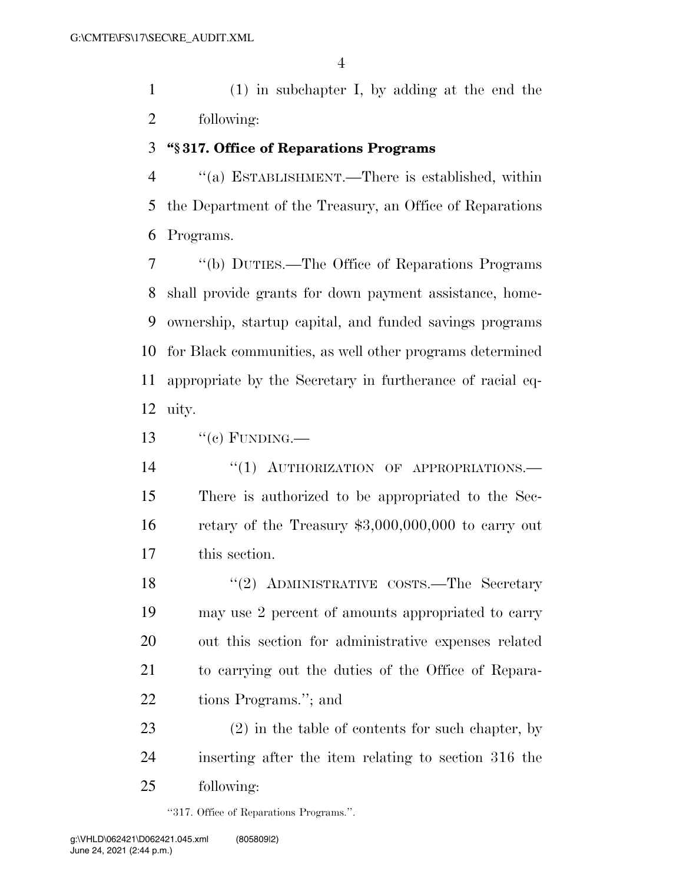(1) in subchapter I, by adding at the end the following:

**"§ 317. Office of Reparations Programs**

"(a) ESTABLISHMENT.—There is established, within the Department of the Treasury, an Office of Reparations Programs.

"(b) DUTIES.—The Office of Reparations Programs shall provide grants for down payment assistance, homeownership, startup capital, and funded savings programs for Black communities, as well other programs determined appropriate by the Secretary in furtherance of racial equity.

"(c) FUNDING.—

"(1) AUTHORIZATION OF APPROPRIATIONS.—There is authorized to be appropriated to the Secretary of the Treasury $3,000,000,000 to carry out this section.

"(2) ADMINISTRATIVE COSTS.—The Secretary may use 2 percent of amounts appropriated to carry out this section for administrative expenses related to carrying out the duties of the Office of Reparations Programs."; and

(2) in the table of contents for such chapter, by inserting after the item relating to section 316 the following:

"317. Office of Reparations Programs.".